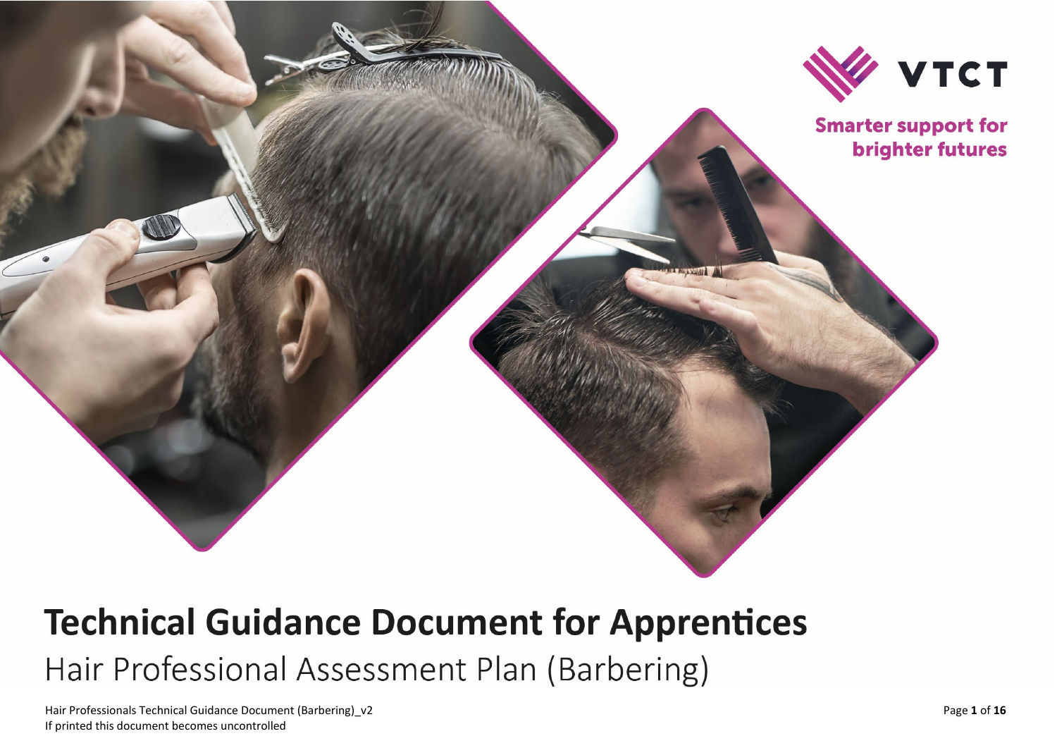VTCT

Smarter support for brighter futures

# Technical Guidance Document for Apprentices

## Hair Professional Assessment Plan (Barbering)

Hair Professionals Technical Guidance Document (Barbering)_v2

If printed this document becomes uncontrolled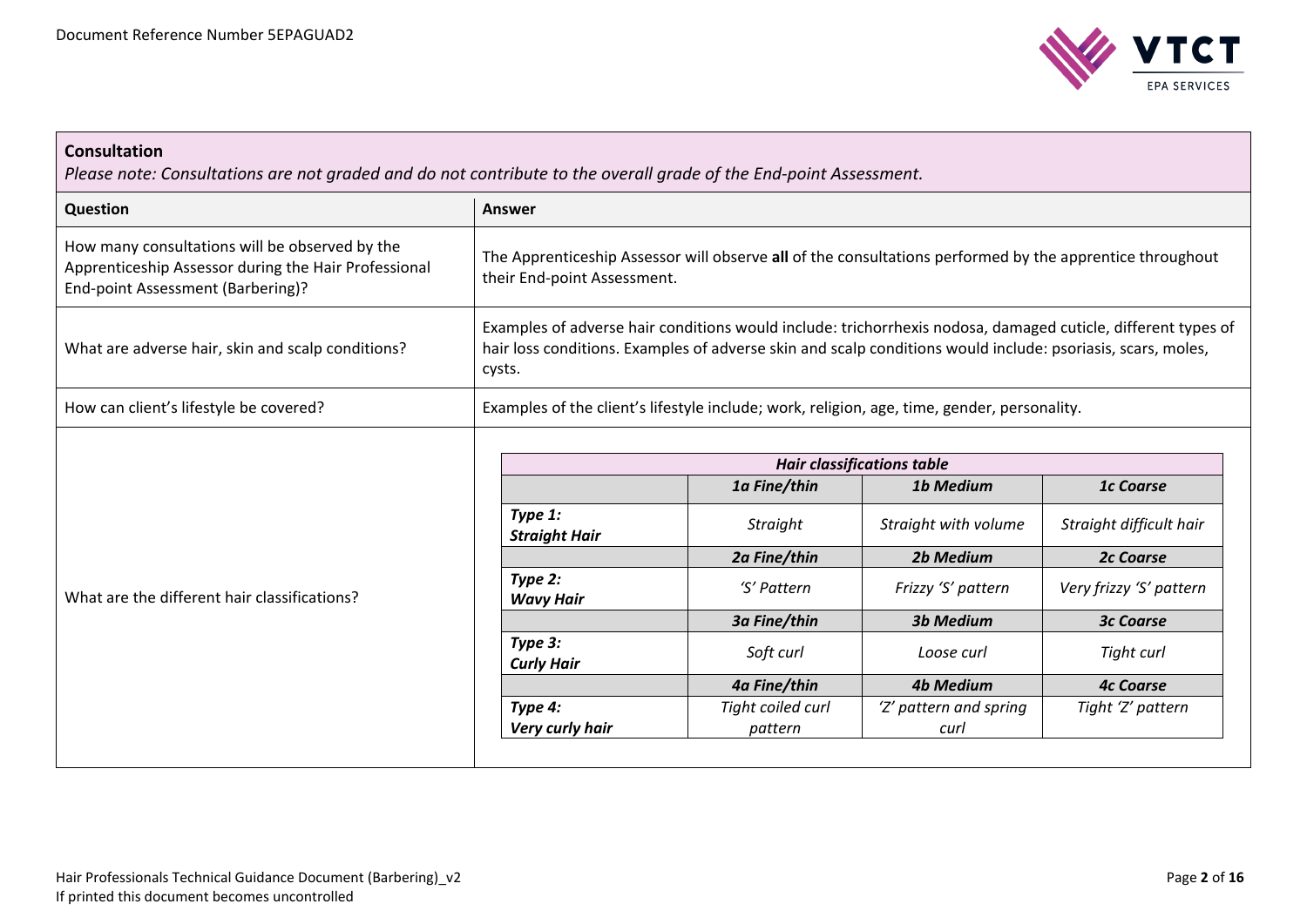**Consultation**

*Please note: Consultations are not graded and do not contribute to the overall grade of the End-point Assessment.*

| Question | Answer |
|---|---|
| How many consultations will be observed by the Apprenticeship Assessor during the Hair Professional End-point Assessment (Barbering)? | The Apprenticeship Assessor will observe **all** of the consultations performed by the apprentice throughout their End-point Assessment. |
| What are adverse hair, skin and scalp conditions? | Examples of adverse hair conditions would include: trichorrhexis nodosa, damaged cuticle, different types of hair loss conditions. Examples of adverse skin and scalp conditions would include: psoriasis, scars, moles, cysts. |
| How can client's lifestyle be covered? | Examples of the client's lifestyle include; work, religion, age, time, gender, personality. |
| What are the different hair classifications? | See hair classifications table below. |

***Hair classifications table***

| | ***1a Fine/thin*** | ***1b Medium*** | ***1c Coarse*** |
|---|---|---|---|
| ***Type 1: Straight Hair*** | *Straight* | *Straight with volume* | *Straight difficult hair* |
| | ***2a Fine/thin*** | ***2b Medium*** | ***2c Coarse*** |
| ***Type 2: Wavy Hair*** | *'S' Pattern* | *Frizzy 'S' pattern* | *Very frizzy 'S' pattern* |
| | ***3a Fine/thin*** | ***3b Medium*** | ***3c Coarse*** |
| ***Type 3: Curly Hair*** | *Soft curl* | *Loose curl* | *Tight curl* |
| | ***4a Fine/thin*** | ***4b Medium*** | ***4c Coarse*** |
| ***Type 4: Very curly hair*** | *Tight coiled curl pattern* | *'Z' pattern and spring curl* | *Tight 'Z' pattern* |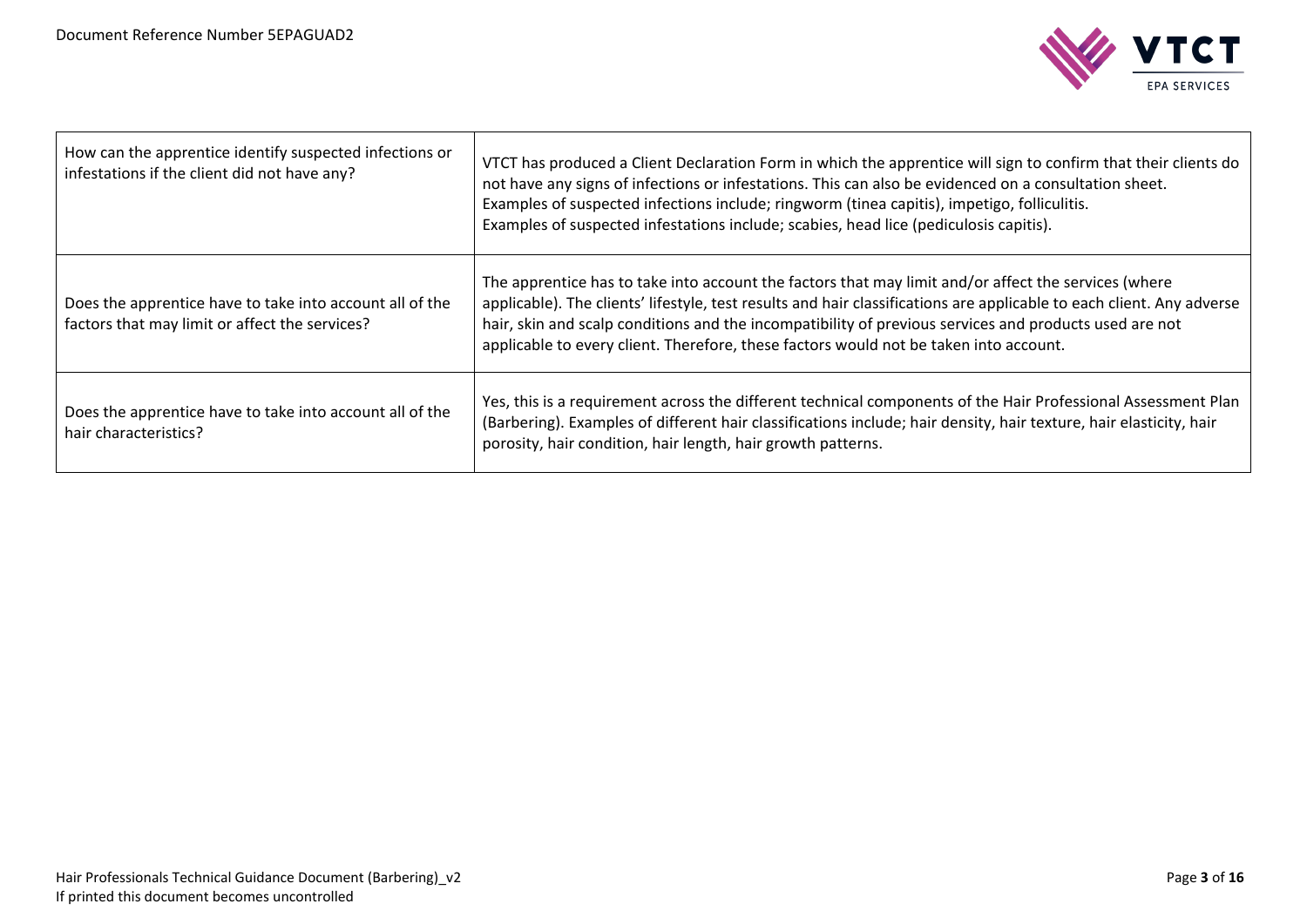| | |
|---|---|
| How can the apprentice identify suspected infections or infestations if the client did not have any? | VTCT has produced a Client Declaration Form in which the apprentice will sign to confirm that their clients do not have any signs of infections or infestations. This can also be evidenced on a consultation sheet.<br>Examples of suspected infections include; ringworm (tinea capitis), impetigo, folliculitis.<br>Examples of suspected infestations include; scabies, head lice (pediculosis capitis). |
| Does the apprentice have to take into account all of the factors that may limit or affect the services? | The apprentice has to take into account the factors that may limit and/or affect the services (where applicable). The clients' lifestyle, test results and hair classifications are applicable to each client. Any adverse hair, skin and scalp conditions and the incompatibility of previous services and products used are not applicable to every client. Therefore, these factors would not be taken into account. |
| Does the apprentice have to take into account all of the hair characteristics? | Yes, this is a requirement across the different technical components of the Hair Professional Assessment Plan (Barbering). Examples of different hair classifications include; hair density, hair texture, hair elasticity, hair porosity, hair condition, hair length, hair growth patterns. |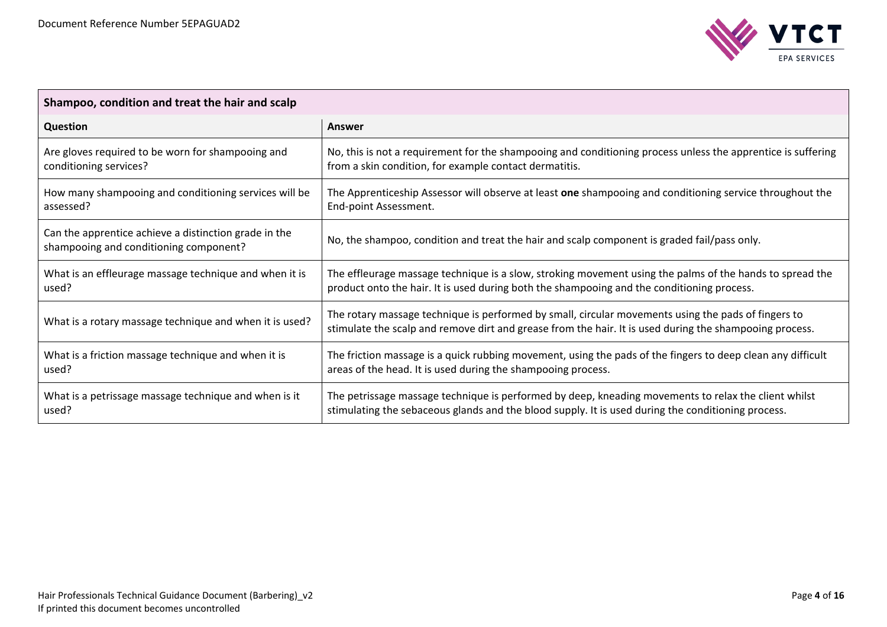| Shampoo, condition and treat the hair and scalp | |
|---|---|
| **Question** | **Answer** |
| Are gloves required to be worn for shampooing and conditioning services? | No, this is not a requirement for the shampooing and conditioning process unless the apprentice is suffering from a skin condition, for example contact dermatitis. |
| How many shampooing and conditioning services will be assessed? | The Apprenticeship Assessor will observe at least **one** shampooing and conditioning service throughout the End-point Assessment. |
| Can the apprentice achieve a distinction grade in the shampooing and conditioning component? | No, the shampoo, condition and treat the hair and scalp component is graded fail/pass only. |
| What is an effleurage massage technique and when it is used? | The effleurage massage technique is a slow, stroking movement using the palms of the hands to spread the product onto the hair. It is used during both the shampooing and the conditioning process. |
| What is a rotary massage technique and when it is used? | The rotary massage technique is performed by small, circular movements using the pads of fingers to stimulate the scalp and remove dirt and grease from the hair. It is used during the shampooing process. |
| What is a friction massage technique and when it is used? | The friction massage is a quick rubbing movement, using the pads of the fingers to deep clean any difficult areas of the head. It is used during the shampooing process. |
| What is a petrissage massage technique and when is it used? | The petrissage massage technique is performed by deep, kneading movements to relax the client whilst stimulating the sebaceous glands and the blood supply. It is used during the conditioning process. |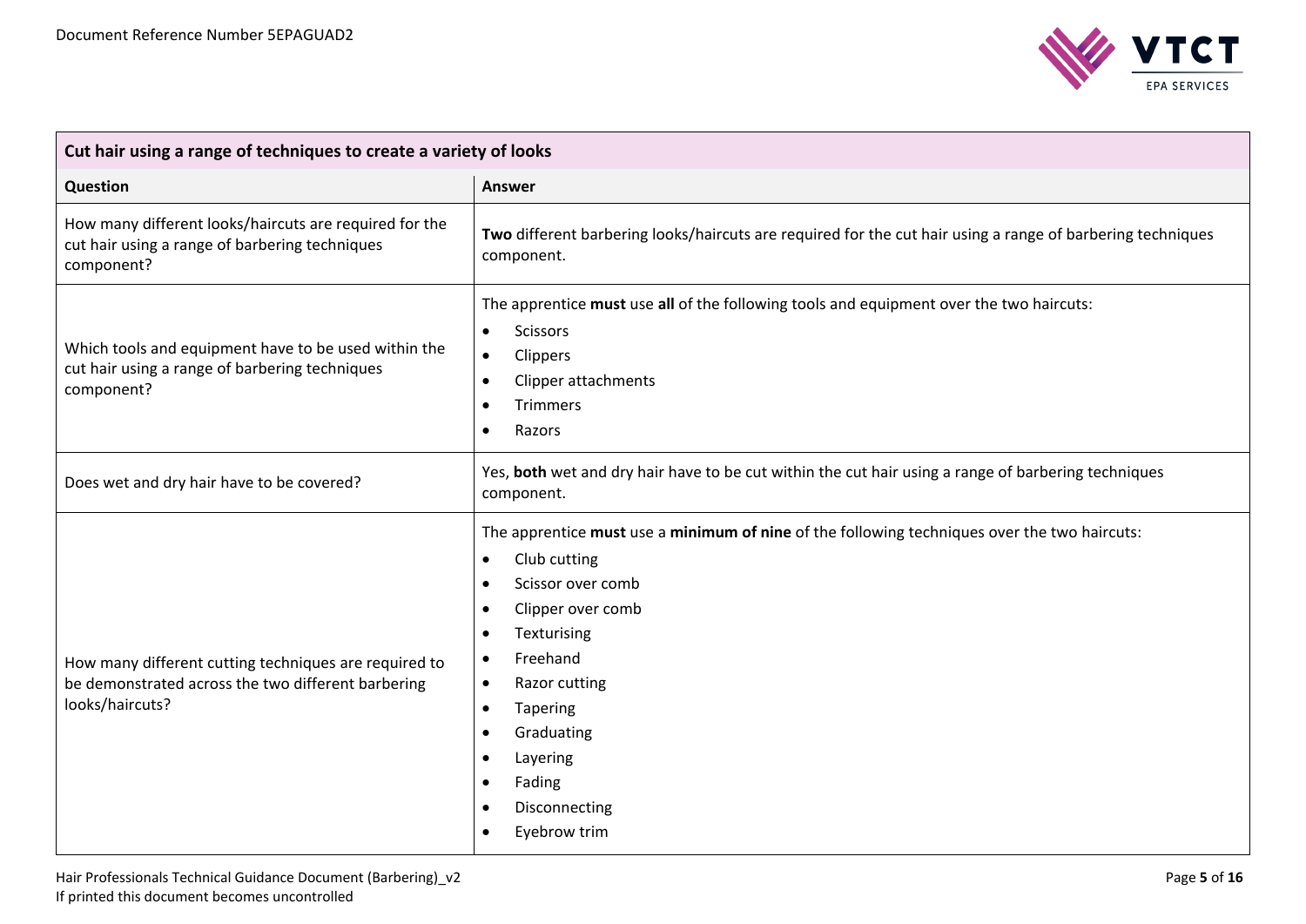| Cut hair using a range of techniques to create a variety of looks | |
|---|---|
| **Question** | **Answer** |
| How many different looks/haircuts are required for the cut hair using a range of barbering techniques component? | **Two** different barbering looks/haircuts are required for the cut hair using a range of barbering techniques component. |
| Which tools and equipment have to be used within the cut hair using a range of barbering techniques component? | The apprentice **must** use **all** of the following tools and equipment over the two haircuts:<br>• Scissors<br>• Clippers<br>• Clipper attachments<br>• Trimmers<br>• Razors |
| Does wet and dry hair have to be covered? | Yes, **both** wet and dry hair have to be cut within the cut hair using a range of barbering techniques component. |
| How many different cutting techniques are required to be demonstrated across the two different barbering looks/haircuts? | The apprentice **must** use a **minimum of nine** of the following techniques over the two haircuts:<br>• Club cutting<br>• Scissor over comb<br>• Clipper over comb<br>• Texturising<br>• Freehand<br>• Razor cutting<br>• Tapering<br>• Graduating<br>• Layering<br>• Fading<br>• Disconnecting<br>• Eyebrow trim |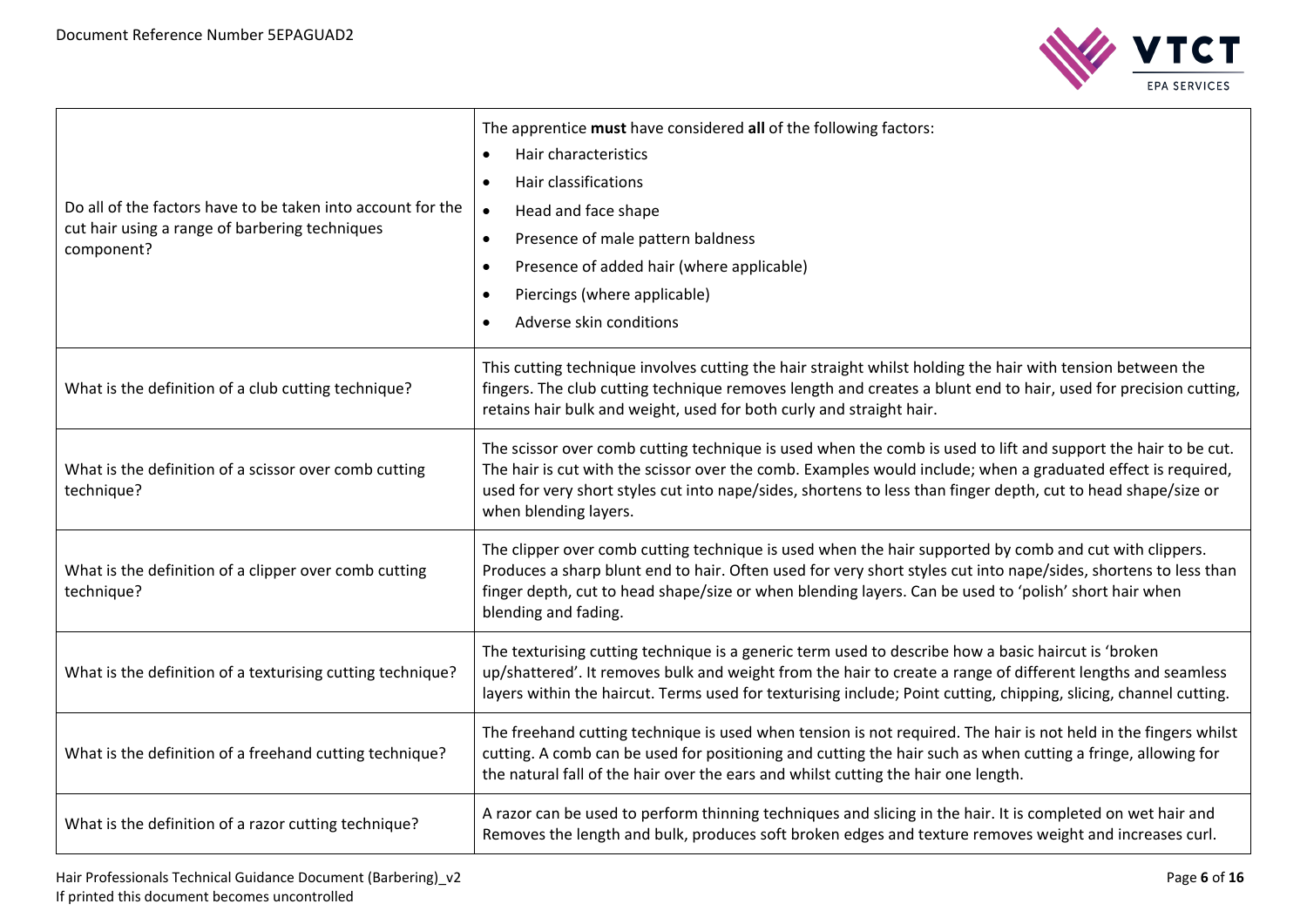| | |
|---|---|
| Do all of the factors have to be taken into account for the cut hair using a range of barbering techniques component? | The apprentice **must** have considered **all** of the following factors:<br>• Hair characteristics<br>• Hair classifications<br>• Head and face shape<br>• Presence of male pattern baldness<br>• Presence of added hair (where applicable)<br>• Piercings (where applicable)<br>• Adverse skin conditions |
| What is the definition of a club cutting technique? | This cutting technique involves cutting the hair straight whilst holding the hair with tension between the fingers. The club cutting technique removes length and creates a blunt end to hair, used for precision cutting, retains hair bulk and weight, used for both curly and straight hair. |
| What is the definition of a scissor over comb cutting technique? | The scissor over comb cutting technique is used when the comb is used to lift and support the hair to be cut. The hair is cut with the scissor over the comb. Examples would include; when a graduated effect is required, used for very short styles cut into nape/sides, shortens to less than finger depth, cut to head shape/size or when blending layers. |
| What is the definition of a clipper over comb cutting technique? | The clipper over comb cutting technique is used when the hair supported by comb and cut with clippers. Produces a sharp blunt end to hair. Often used for very short styles cut into nape/sides, shortens to less than finger depth, cut to head shape/size or when blending layers. Can be used to 'polish' short hair when blending and fading. |
| What is the definition of a texturising cutting technique? | The texturising cutting technique is a generic term used to describe how a basic haircut is 'broken up/shattered'. It removes bulk and weight from the hair to create a range of different lengths and seamless layers within the haircut. Terms used for texturising include; Point cutting, chipping, slicing, channel cutting. |
| What is the definition of a freehand cutting technique? | The freehand cutting technique is used when tension is not required. The hair is not held in the fingers whilst cutting. A comb can be used for positioning and cutting the hair such as when cutting a fringe, allowing for the natural fall of the hair over the ears and whilst cutting the hair one length. |
| What is the definition of a razor cutting technique? | A razor can be used to perform thinning techniques and slicing in the hair. It is completed on wet hair and Removes the length and bulk, produces soft broken edges and texture removes weight and increases curl. |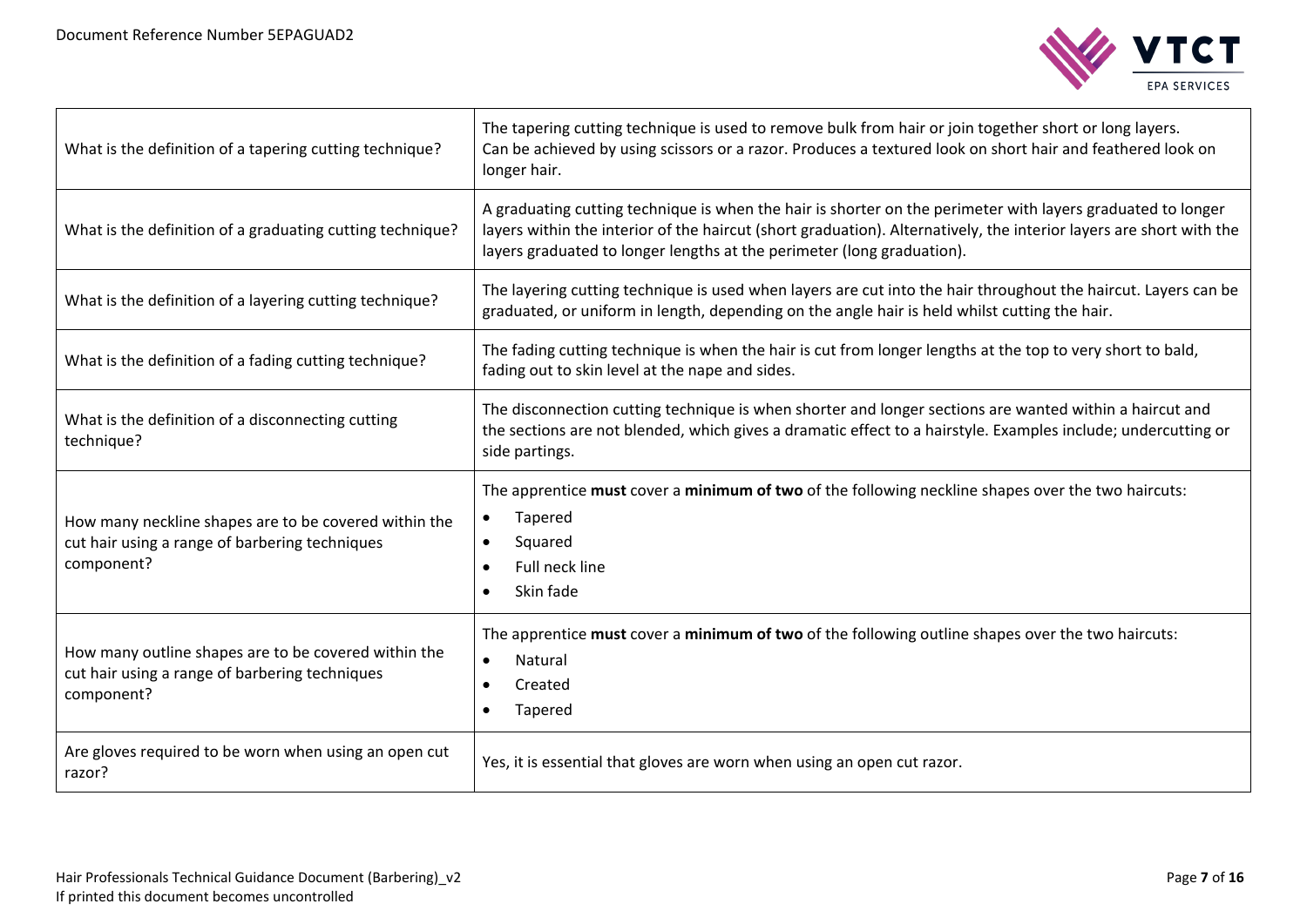| | |
|---|---|
| What is the definition of a tapering cutting technique? | The tapering cutting technique is used to remove bulk from hair or join together short or long layers. Can be achieved by using scissors or a razor. Produces a textured look on short hair and feathered look on longer hair. |
| What is the definition of a graduating cutting technique? | A graduating cutting technique is when the hair is shorter on the perimeter with layers graduated to longer layers within the interior of the haircut (short graduation). Alternatively, the interior layers are short with the layers graduated to longer lengths at the perimeter (long graduation). |
| What is the definition of a layering cutting technique? | The layering cutting technique is used when layers are cut into the hair throughout the haircut. Layers can be graduated, or uniform in length, depending on the angle hair is held whilst cutting the hair. |
| What is the definition of a fading cutting technique? | The fading cutting technique is when the hair is cut from longer lengths at the top to very short to bald, fading out to skin level at the nape and sides. |
| What is the definition of a disconnecting cutting technique? | The disconnection cutting technique is when shorter and longer sections are wanted within a haircut and the sections are not blended, which gives a dramatic effect to a hairstyle. Examples include; undercutting or side partings. |
| How many neckline shapes are to be covered within the cut hair using a range of barbering techniques component? | The apprentice **must** cover a **minimum of two** of the following neckline shapes over the two haircuts:<br>• Tapered<br>• Squared<br>• Full neck line<br>• Skin fade |
| How many outline shapes are to be covered within the cut hair using a range of barbering techniques component? | The apprentice **must** cover a **minimum of two** of the following outline shapes over the two haircuts:<br>• Natural<br>• Created<br>• Tapered |
| Are gloves required to be worn when using an open cut razor? | Yes, it is essential that gloves are worn when using an open cut razor. |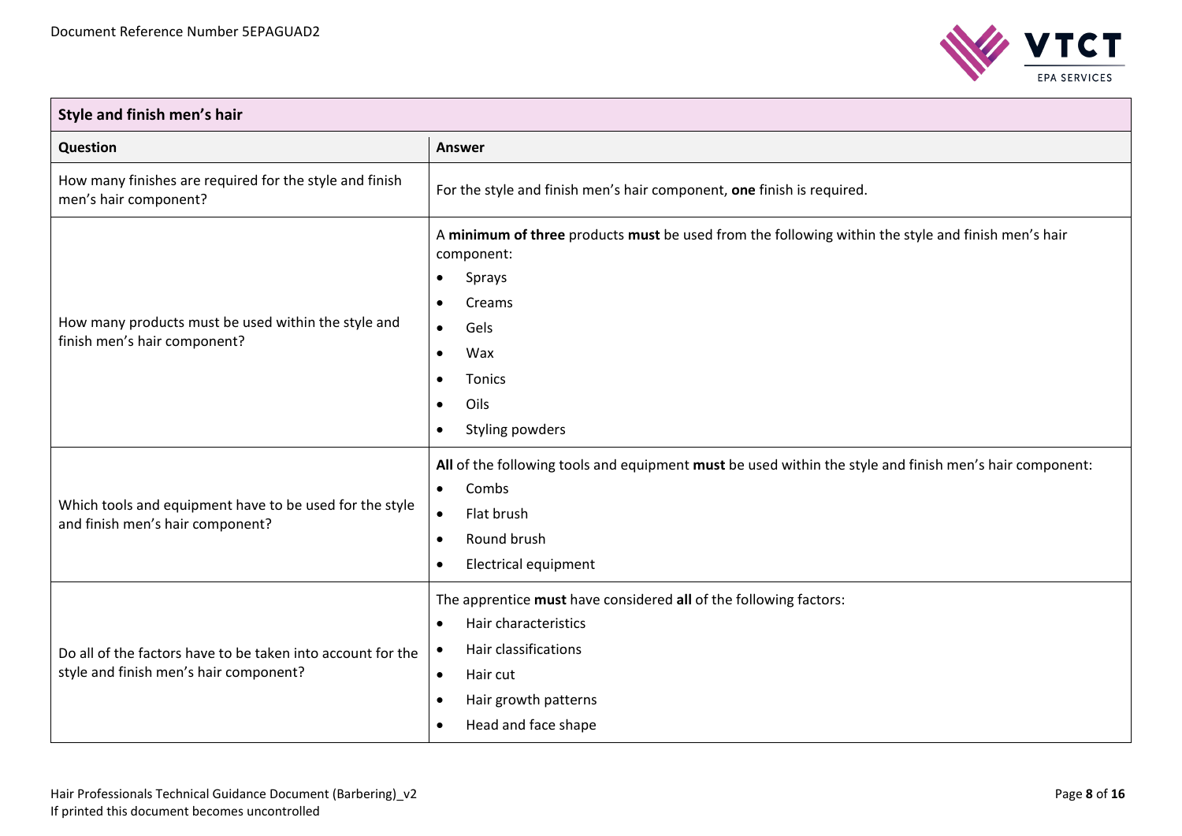| Style and finish men's hair | |
|---|---|
| **Question** | **Answer** |
| How many finishes are required for the style and finish men's hair component? | For the style and finish men's hair component, **one** finish is required. |
| How many products must be used within the style and finish men's hair component? | A **minimum of three** products **must** be used from the following within the style and finish men's hair component:<br>• Sprays<br>• Creams<br>• Gels<br>• Wax<br>• Tonics<br>• Oils<br>• Styling powders |
| Which tools and equipment have to be used for the style and finish men's hair component? | **All** of the following tools and equipment **must** be used within the style and finish men's hair component:<br>• Combs<br>• Flat brush<br>• Round brush<br>• Electrical equipment |
| Do all of the factors have to be taken into account for the style and finish men's hair component? | The apprentice **must** have considered **all** of the following factors:<br>• Hair characteristics<br>• Hair classifications<br>• Hair cut<br>• Hair growth patterns<br>• Head and face shape |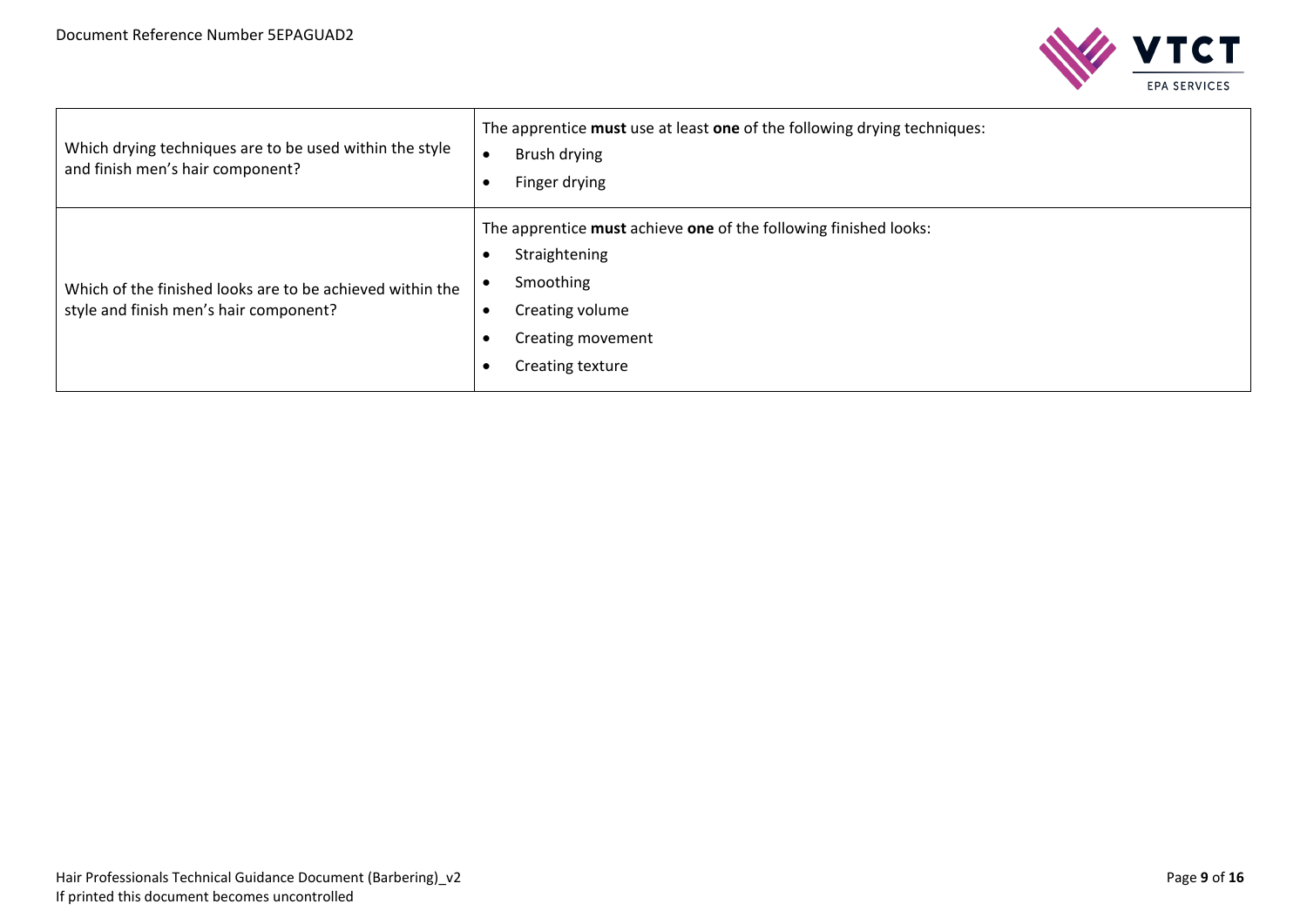| | |
|---|---|
| Which drying techniques are to be used within the style and finish men's hair component? | The apprentice **must** use at least **one** of the following drying techniques:<br>• Brush drying<br>• Finger drying |
| Which of the finished looks are to be achieved within the style and finish men's hair component? | The apprentice **must** achieve **one** of the following finished looks:<br>• Straightening<br>• Smoothing<br>• Creating volume<br>• Creating movement<br>• Creating texture |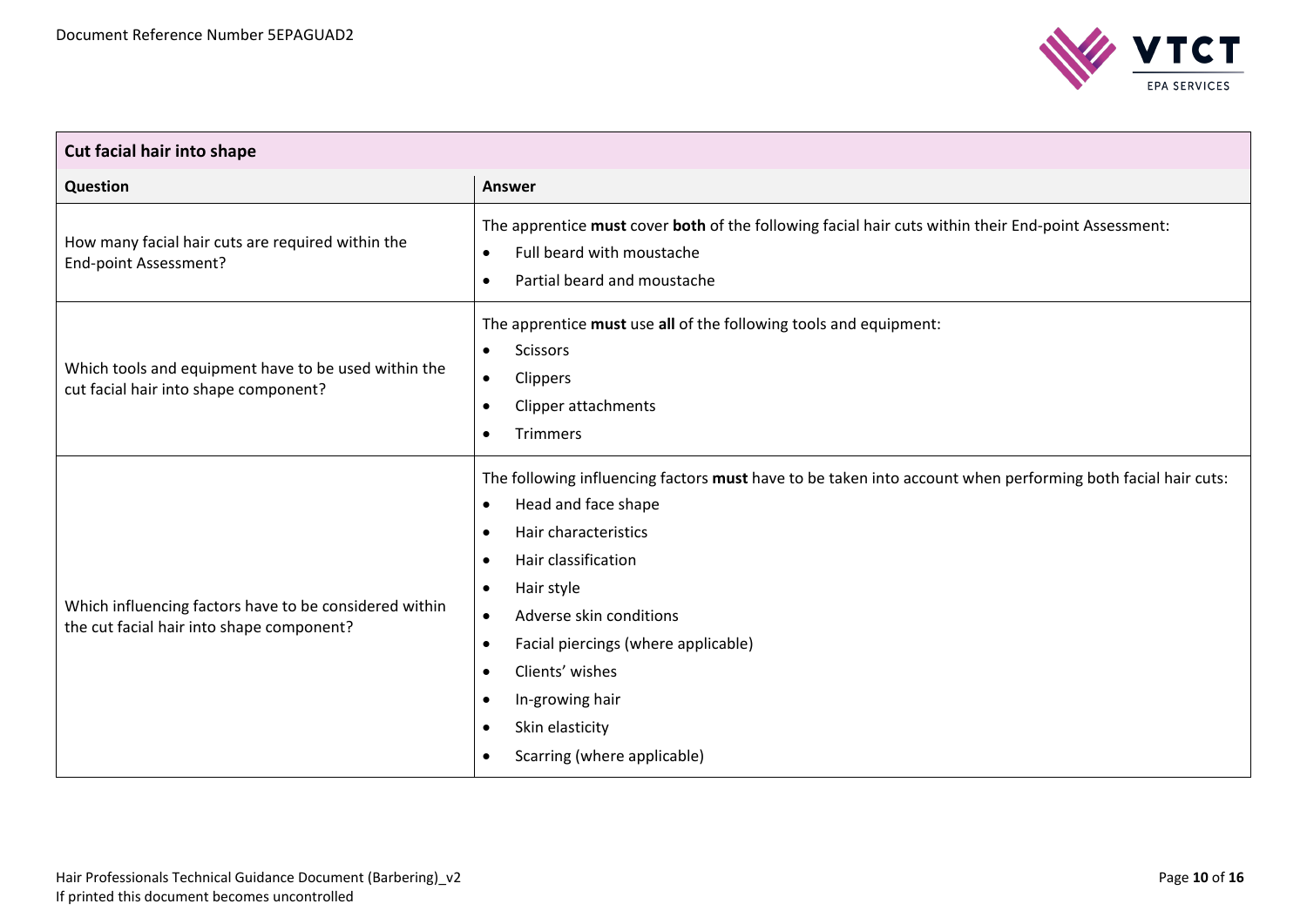| Cut facial hair into shape | |
|---|---|
| **Question** | **Answer** |
| How many facial hair cuts are required within the End-point Assessment? | The apprentice **must** cover **both** of the following facial hair cuts within their End-point Assessment:<br>• Full beard with moustache<br>• Partial beard and moustache |
| Which tools and equipment have to be used within the cut facial hair into shape component? | The apprentice **must** use **all** of the following tools and equipment:<br>• Scissors<br>• Clippers<br>• Clipper attachments<br>• Trimmers |
| Which influencing factors have to be considered within the cut facial hair into shape component? | The following influencing factors **must** have to be taken into account when performing both facial hair cuts:<br>• Head and face shape<br>• Hair characteristics<br>• Hair classification<br>• Hair style<br>• Adverse skin conditions<br>• Facial piercings (where applicable)<br>• Clients' wishes<br>• In-growing hair<br>• Skin elasticity<br>• Scarring (where applicable) |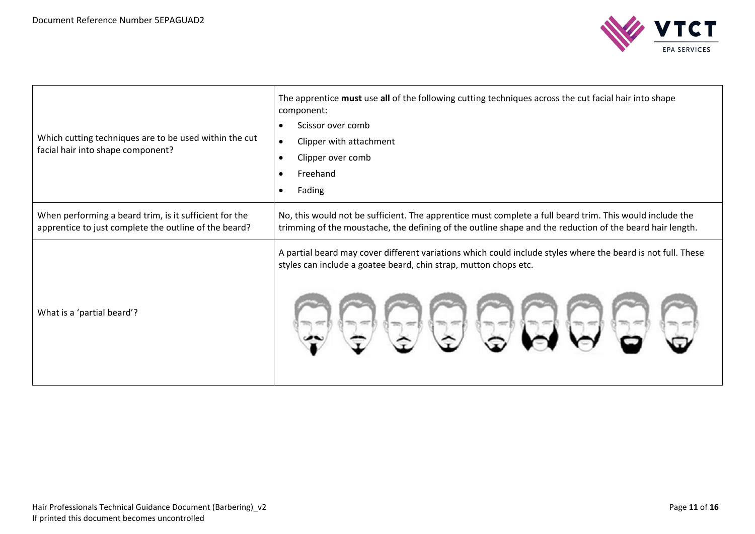| | |
|---|---|
| Which cutting techniques are to be used within the cut facial hair into shape component? | The apprentice **must** use **all** of the following cutting techniques across the cut facial hair into shape component:<br>• Scissor over comb<br>• Clipper with attachment<br>• Clipper over comb<br>• Freehand<br>• Fading |
| When performing a beard trim, is it sufficient for the apprentice to just complete the outline of the beard? | No, this would not be sufficient. The apprentice must complete a full beard trim. This would include the trimming of the moustache, the defining of the outline shape and the reduction of the beard hair length. |
| What is a 'partial beard'? | A partial beard may cover different variations which could include styles where the beard is not full. These styles can include a goatee beard, chin strap, mutton chops etc. |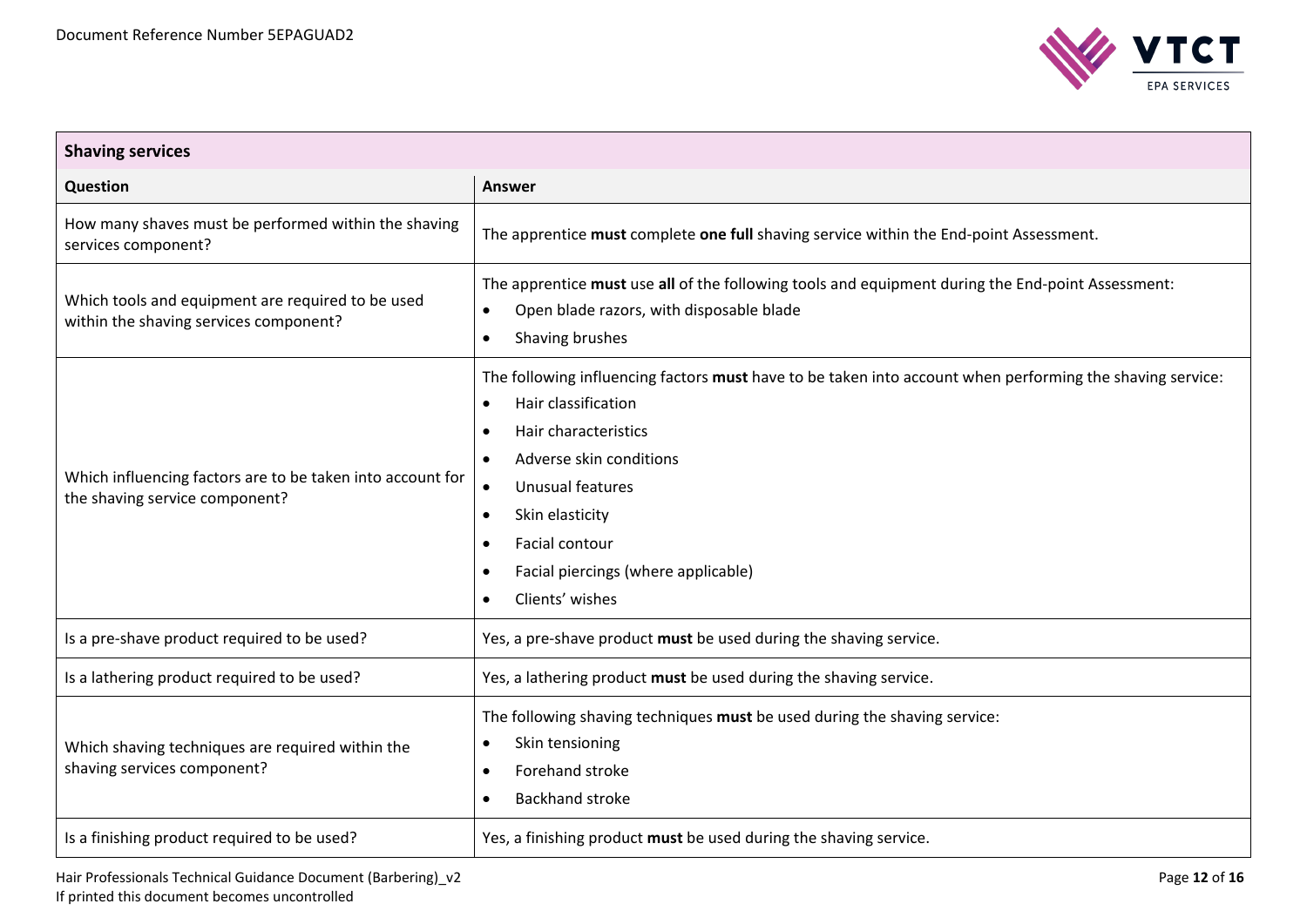| Shaving services | |
|---|---|
| **Question** | **Answer** |
| How many shaves must be performed within the shaving services component? | The apprentice **must** complete **one full** shaving service within the End-point Assessment. |
| Which tools and equipment are required to be used within the shaving services component? | The apprentice **must** use **all** of the following tools and equipment during the End-point Assessment:<br>• Open blade razors, with disposable blade<br>• Shaving brushes |
| Which influencing factors are to be taken into account for the shaving service component? | The following influencing factors **must** have to be taken into account when performing the shaving service:<br>• Hair classification<br>• Hair characteristics<br>• Adverse skin conditions<br>• Unusual features<br>• Skin elasticity<br>• Facial contour<br>• Facial piercings (where applicable)<br>• Clients' wishes |
| Is a pre-shave product required to be used? | Yes, a pre-shave product **must** be used during the shaving service. |
| Is a lathering product required to be used? | Yes, a lathering product **must** be used during the shaving service. |
| Which shaving techniques are required within the shaving services component? | The following shaving techniques **must** be used during the shaving service:<br>• Skin tensioning<br>• Forehand stroke<br>• Backhand stroke |
| Is a finishing product required to be used? | Yes, a finishing product **must** be used during the shaving service. |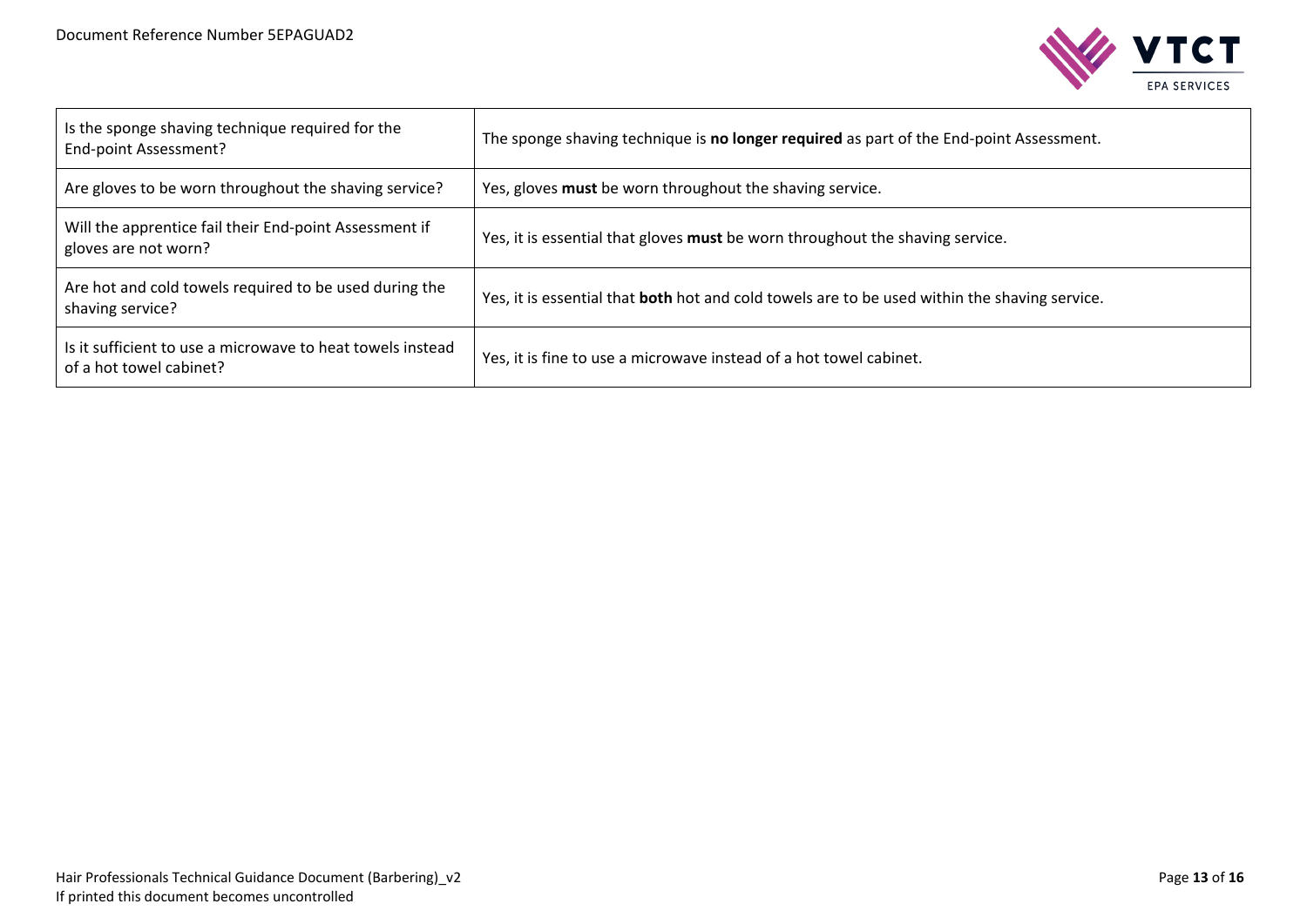| | |
|---|---|
| Is the sponge shaving technique required for the End-point Assessment? | The sponge shaving technique is **no longer required** as part of the End-point Assessment. |
| Are gloves to be worn throughout the shaving service? | Yes, gloves **must** be worn throughout the shaving service. |
| Will the apprentice fail their End-point Assessment if gloves are not worn? | Yes, it is essential that gloves **must** be worn throughout the shaving service. |
| Are hot and cold towels required to be used during the shaving service? | Yes, it is essential that **both** hot and cold towels are to be used within the shaving service. |
| Is it sufficient to use a microwave to heat towels instead of a hot towel cabinet? | Yes, it is fine to use a microwave instead of a hot towel cabinet. |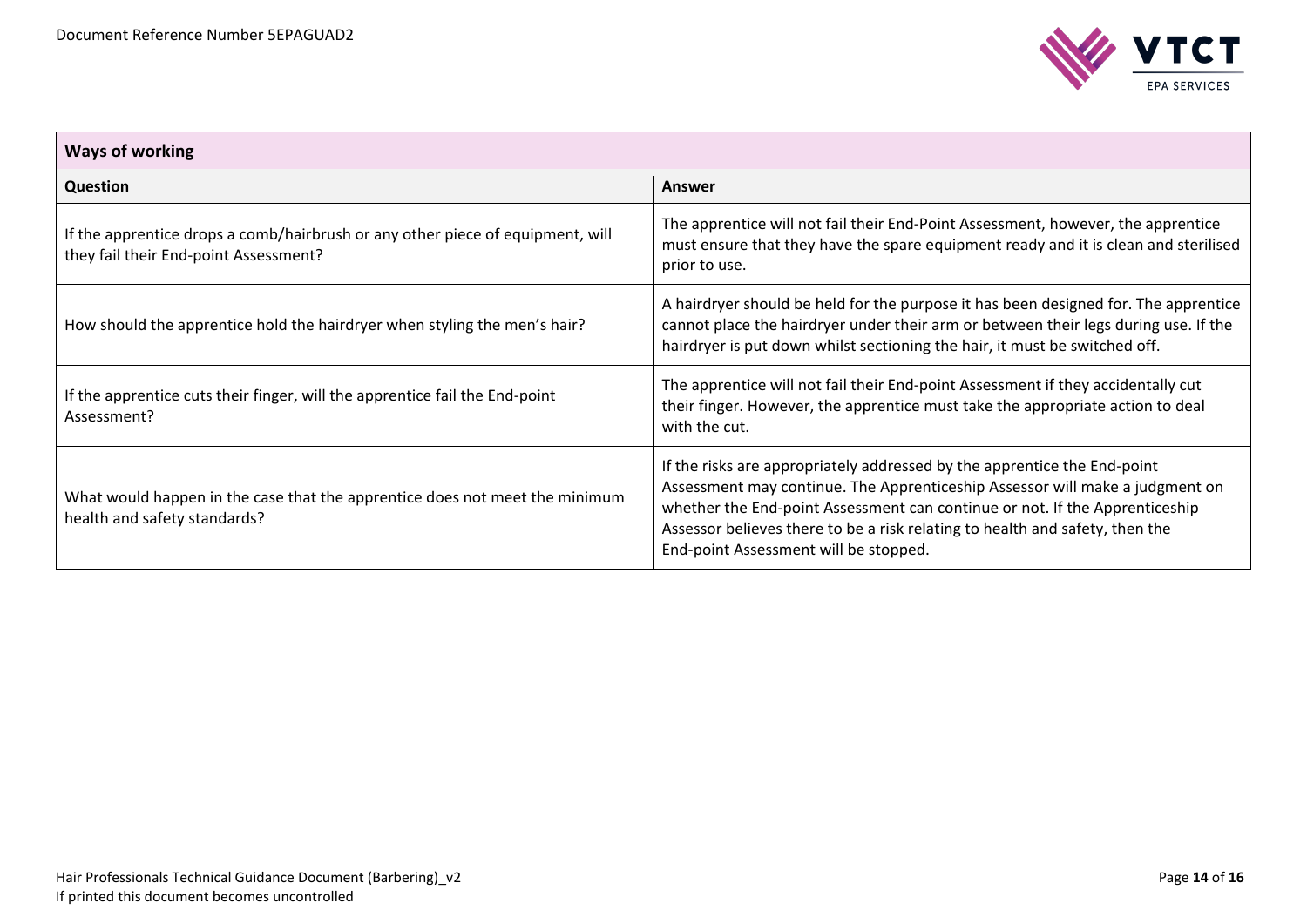| Ways of working | |
|---|---|
| **Question** | **Answer** |
| If the apprentice drops a comb/hairbrush or any other piece of equipment, will they fail their End-point Assessment? | The apprentice will not fail their End-Point Assessment, however, the apprentice must ensure that they have the spare equipment ready and it is clean and sterilised prior to use. |
| How should the apprentice hold the hairdryer when styling the men's hair? | A hairdryer should be held for the purpose it has been designed for. The apprentice cannot place the hairdryer under their arm or between their legs during use. If the hairdryer is put down whilst sectioning the hair, it must be switched off. |
| If the apprentice cuts their finger, will the apprentice fail the End-point Assessment? | The apprentice will not fail their End-point Assessment if they accidentally cut their finger. However, the apprentice must take the appropriate action to deal with the cut. |
| What would happen in the case that the apprentice does not meet the minimum health and safety standards? | If the risks are appropriately addressed by the apprentice the End-point Assessment may continue. The Apprenticeship Assessor will make a judgment on whether the End-point Assessment can continue or not. If the Apprenticeship Assessor believes there to be a risk relating to health and safety, then the End-point Assessment will be stopped. |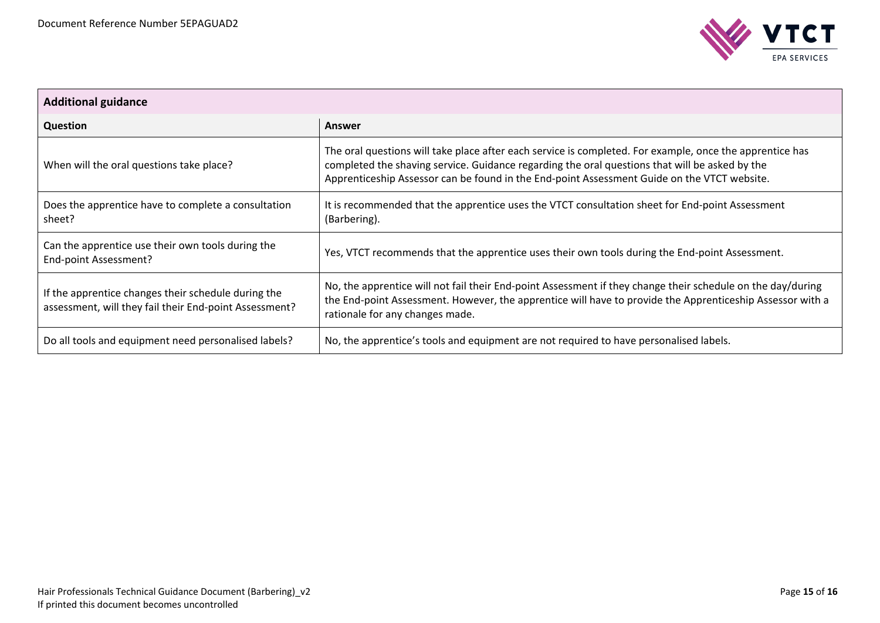| Additional guidance | |
|---|---|
| **Question** | **Answer** |
| When will the oral questions take place? | The oral questions will take place after each service is completed. For example, once the apprentice has completed the shaving service. Guidance regarding the oral questions that will be asked by the Apprenticeship Assessor can be found in the End-point Assessment Guide on the VTCT website. |
| Does the apprentice have to complete a consultation sheet? | It is recommended that the apprentice uses the VTCT consultation sheet for End-point Assessment (Barbering). |
| Can the apprentice use their own tools during the End-point Assessment? | Yes, VTCT recommends that the apprentice uses their own tools during the End-point Assessment. |
| If the apprentice changes their schedule during the assessment, will they fail their End-point Assessment? | No, the apprentice will not fail their End-point Assessment if they change their schedule on the day/during the End-point Assessment. However, the apprentice will have to provide the Apprenticeship Assessor with a rationale for any changes made. |
| Do all tools and equipment need personalised labels? | No, the apprentice's tools and equipment are not required to have personalised labels. |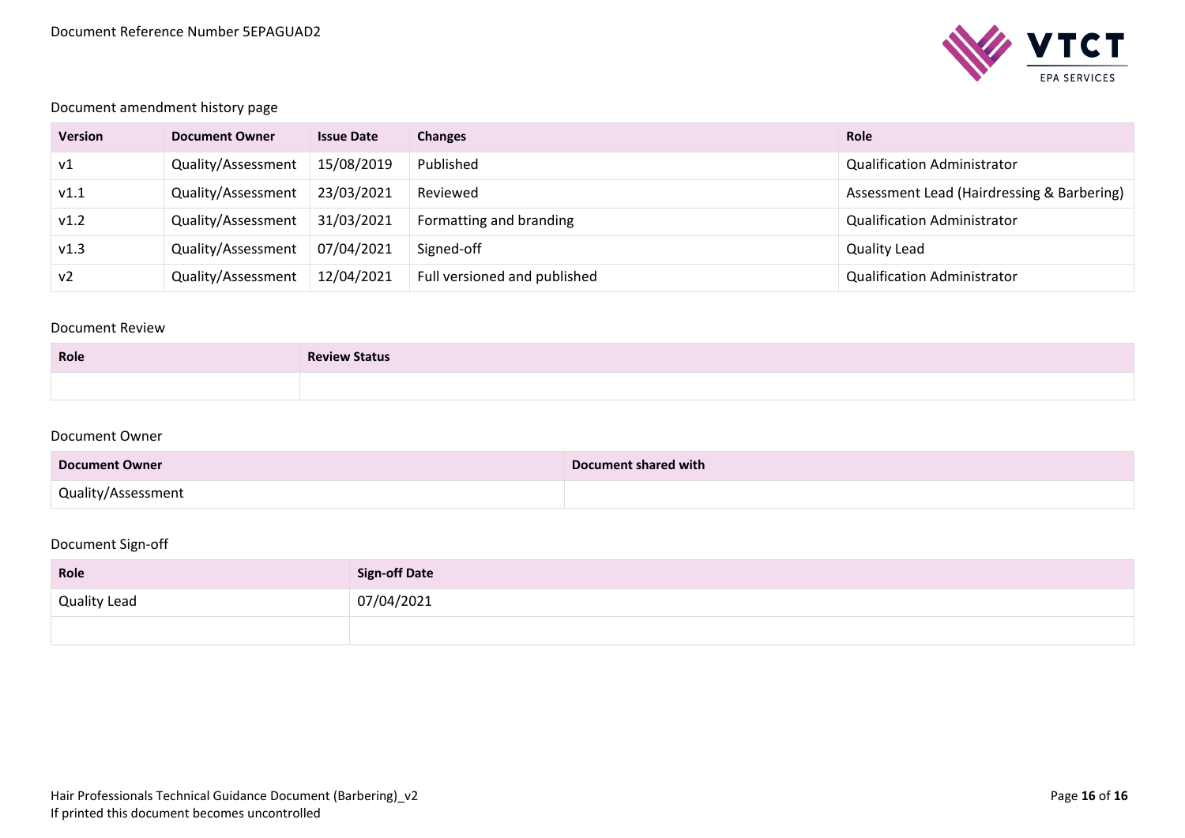Document amendment history page

| Version | Document Owner | Issue Date | Changes | Role |
|---|---|---|---|---|
| v1 | Quality/Assessment | 15/08/2019 | Published | Qualification Administrator |
| v1.1 | Quality/Assessment | 23/03/2021 | Reviewed | Assessment Lead (Hairdressing & Barbering) |
| v1.2 | Quality/Assessment | 31/03/2021 | Formatting and branding | Qualification Administrator |
| v1.3 | Quality/Assessment | 07/04/2021 | Signed-off | Quality Lead |
| v2 | Quality/Assessment | 12/04/2021 | Full versioned and published | Qualification Administrator |

Document Review

| Role | Review Status |
|---|---|
| | |

Document Owner

| Document Owner | Document shared with |
|---|---|
| Quality/Assessment | |

Document Sign-off

| Role | Sign-off Date |
|---|---|
| Quality Lead | 07/04/2021 |
| | |